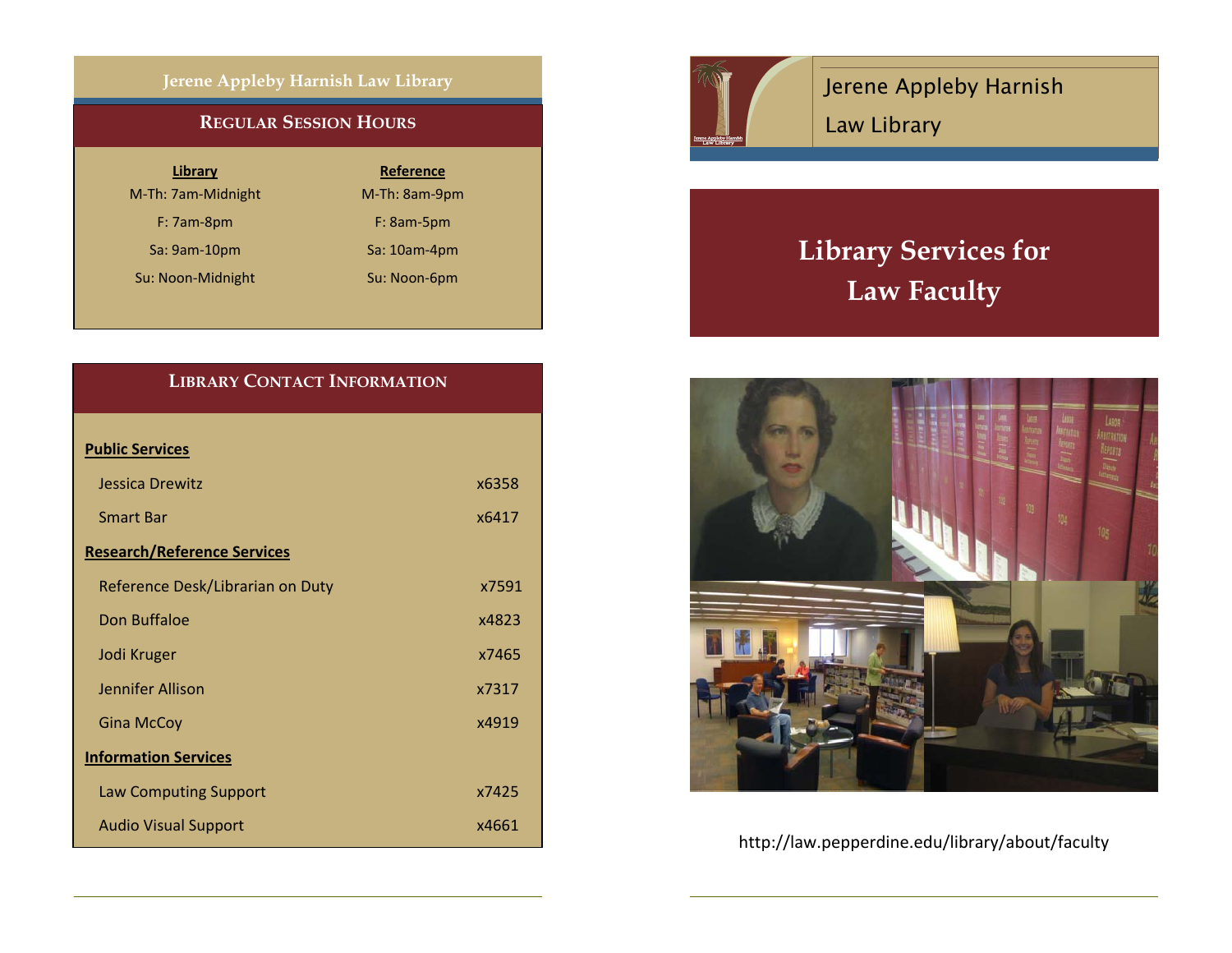## Jerene Appleby Harnish Law Library

### Regular Session Hours

| Library | Reference |
|---|---|
| M-Th: 7am-Midnight | M-Th: 8am-9pm |
| F: 7am-8pm | F: 8am-5pm |
| Sa: 9am-10pm | Sa: 10am-4pm |
| Su: Noon-Midnight | Su: Noon-6pm |

### Library Contact Information

**Public Services**

| | |
|---|---|
| Jessica Drewitz | x6358 |
| Smart Bar | x6417 |

**Research/Reference Services**

| | |
|---|---|
| Reference Desk/Librarian on Duty | x7591 |
| Don Buffaloe | x4823 |
| Jodi Kruger | x7465 |
| Jennifer Allison | x7317 |
| Gina McCoy | x4919 |

**Information Services**

| | |
|---|---|
| Law Computing Support | x7425 |
| Audio Visual Support | x4661 |

Jerene Appleby Harnish Law Library

# Library Services for Law Faculty

http://law.pepperdine.edu/library/about/faculty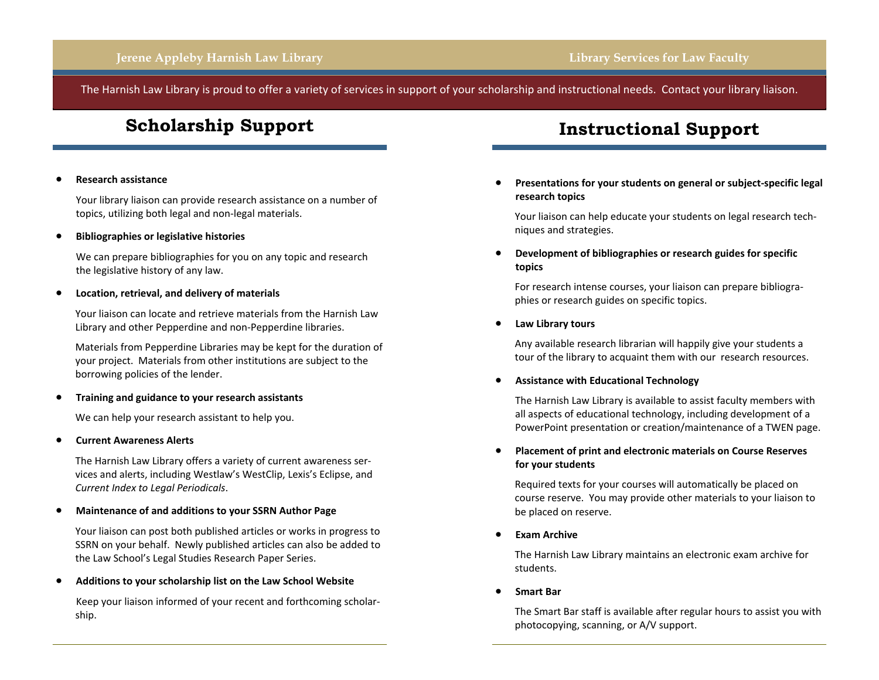Jerene Appleby Harnish Law Library

Library Services for Law Faculty

The Harnish Law Library is proud to offer a variety of services in support of your scholarship and instructional needs. Contact your library liaison.

## Scholarship Support

- **Research assistance**

  Your library liaison can provide research assistance on a number of topics, utilizing both legal and non-legal materials.

- **Bibliographies or legislative histories**

  We can prepare bibliographies for you on any topic and research the legislative history of any law.

- **Location, retrieval, and delivery of materials**

  Your liaison can locate and retrieve materials from the Harnish Law Library and other Pepperdine and non-Pepperdine libraries.

  Materials from Pepperdine Libraries may be kept for the duration of your project. Materials from other institutions are subject to the borrowing policies of the lender.

- **Training and guidance to your research assistants**

  We can help your research assistant to help you.

- **Current Awareness Alerts**

  The Harnish Law Library offers a variety of current awareness services and alerts, including Westlaw's WestClip, Lexis's Eclipse, and *Current Index to Legal Periodicals*.

- **Maintenance of and additions to your SSRN Author Page**

  Your liaison can post both published articles or works in progress to SSRN on your behalf. Newly published articles can also be added to the Law School's Legal Studies Research Paper Series.

- **Additions to your scholarship list on the Law School Website**

  Keep your liaison informed of your recent and forthcoming scholarship.

## Instructional Support

- **Presentations for your students on general or subject-specific legal research topics**

  Your liaison can help educate your students on legal research techniques and strategies.

- **Development of bibliographies or research guides for specific topics**

  For research intense courses, your liaison can prepare bibliographies or research guides on specific topics.

- **Law Library tours**

  Any available research librarian will happily give your students a tour of the library to acquaint them with our research resources.

- **Assistance with Educational Technology**

  The Harnish Law Library is available to assist faculty members with all aspects of educational technology, including development of a PowerPoint presentation or creation/maintenance of a TWEN page.

- **Placement of print and electronic materials on Course Reserves for your students**

  Required texts for your courses will automatically be placed on course reserve. You may provide other materials to your liaison to be placed on reserve.

- **Exam Archive**

  The Harnish Law Library maintains an electronic exam archive for students.

- **Smart Bar**

  The Smart Bar staff is available after regular hours to assist you with photocopying, scanning, or A/V support.